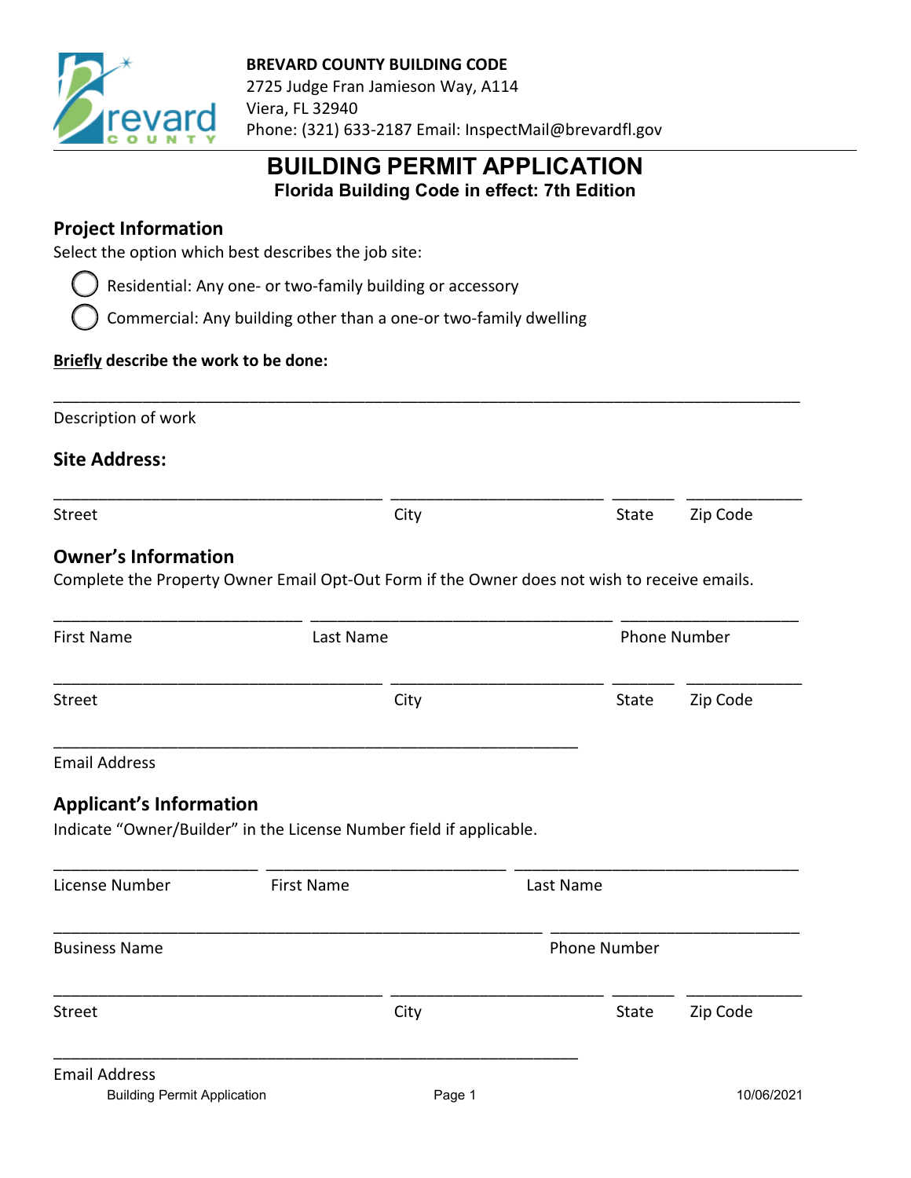**BREVARD COUNTY BUILDING CODE**
2725 Judge Fran Jamieson Way, A114
Viera, FL 32940
Phone: (321) 633-2187 Email: InspectMail@brevardfl.gov

# BUILDING PERMIT APPLICATION

**Florida Building Code in effect: 7th Edition**

## Project Information

Select the option which best describes the job site:

- ◯ Residential: Any one- or two-family building or accessory
- ◯ Commercial: Any building other than a one-or two-family dwelling

**Briefly describe the work to be done:**

_______________________________________________________________________________

Description of work

## Site Address:

___________________________________ ______________________ ______ ___________

Street City State Zip Code

## Owner's Information

Complete the Property Owner Email Opt-Out Form if the Owner does not wish to receive emails.

________________________ ________________________________ _________________

First Name Last Name Phone Number

___________________________________ ______________________ ______ ___________

Street City State Zip Code

________________________________________________________

Email Address

## Applicant's Information

Indicate "Owner/Builder" in the License Number field if applicable.

____________________ _________________________ ___________________________

License Number First Name Last Name

________________________________________________ __________________________

Business Name Phone Number

___________________________________ ______________________ ______ ___________

Street City State Zip Code

________________________________________________________

Email Address

Building Permit Application 10/06/2021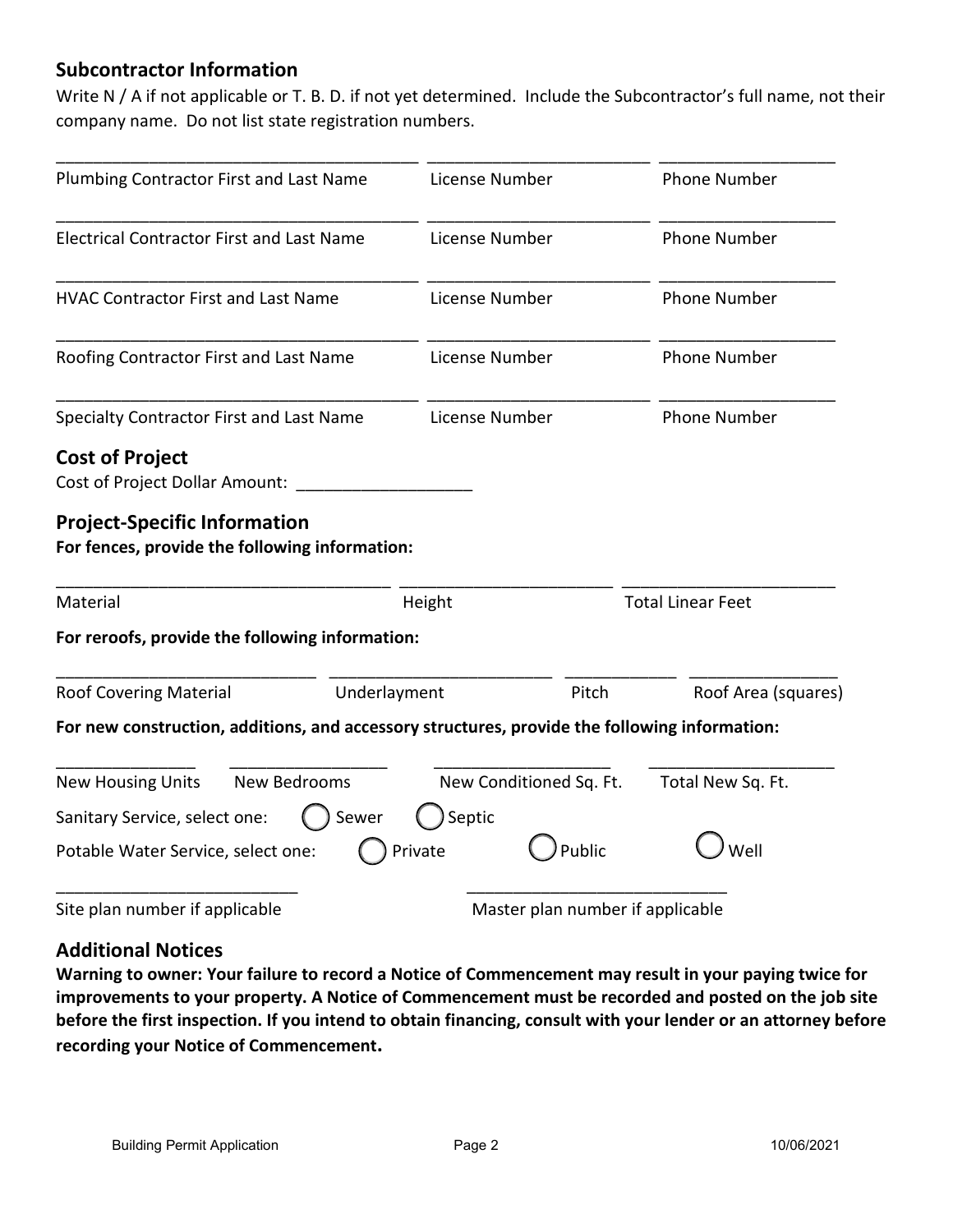## Subcontractor Information

Write N / A if not applicable or T. B. D. if not yet determined. Include the Subcontractor's full name, not their company name. Do not list state registration numbers.

| Plumbing Contractor First and Last Name | License Number | Phone Number |
|---|---|---|
| Electrical Contractor First and Last Name | License Number | Phone Number |
| HVAC Contractor First and Last Name | License Number | Phone Number |
| Roofing Contractor First and Last Name | License Number | Phone Number |
| Specialty Contractor First and Last Name | License Number | Phone Number |

## Cost of Project

Cost of Project Dollar Amount: ___________________

## Project-Specific Information

**For fences, provide the following information:**

| Material | Height | Total Linear Feet |
|---|---|---|
| | | |

**For reroofs, provide the following information:**

| Roof Covering Material | Underlayment | Pitch | Roof Area (squares) |
|---|---|---|---|
| | | | |

**For new construction, additions, and accessory structures, provide the following information:**

| New Housing Units | New Bedrooms | New Conditioned Sq. Ft. | Total New Sq. Ft. |
|---|---|---|---|
| | | | |

Sanitary Service, select one: ◯ Sewer ◯ Septic

Potable Water Service, select one: ◯ Private ◯ Public ◯ Well

| Site plan number if applicable | Master plan number if applicable |
|---|---|
| | |

## Additional Notices

**Warning to owner: Your failure to record a Notice of Commencement may result in your paying twice for improvements to your property. A Notice of Commencement must be recorded and posted on the job site before the first inspection. If you intend to obtain financing, consult with your lender or an attorney before recording your Notice of Commencement.**

Building Permit Application 10/06/2021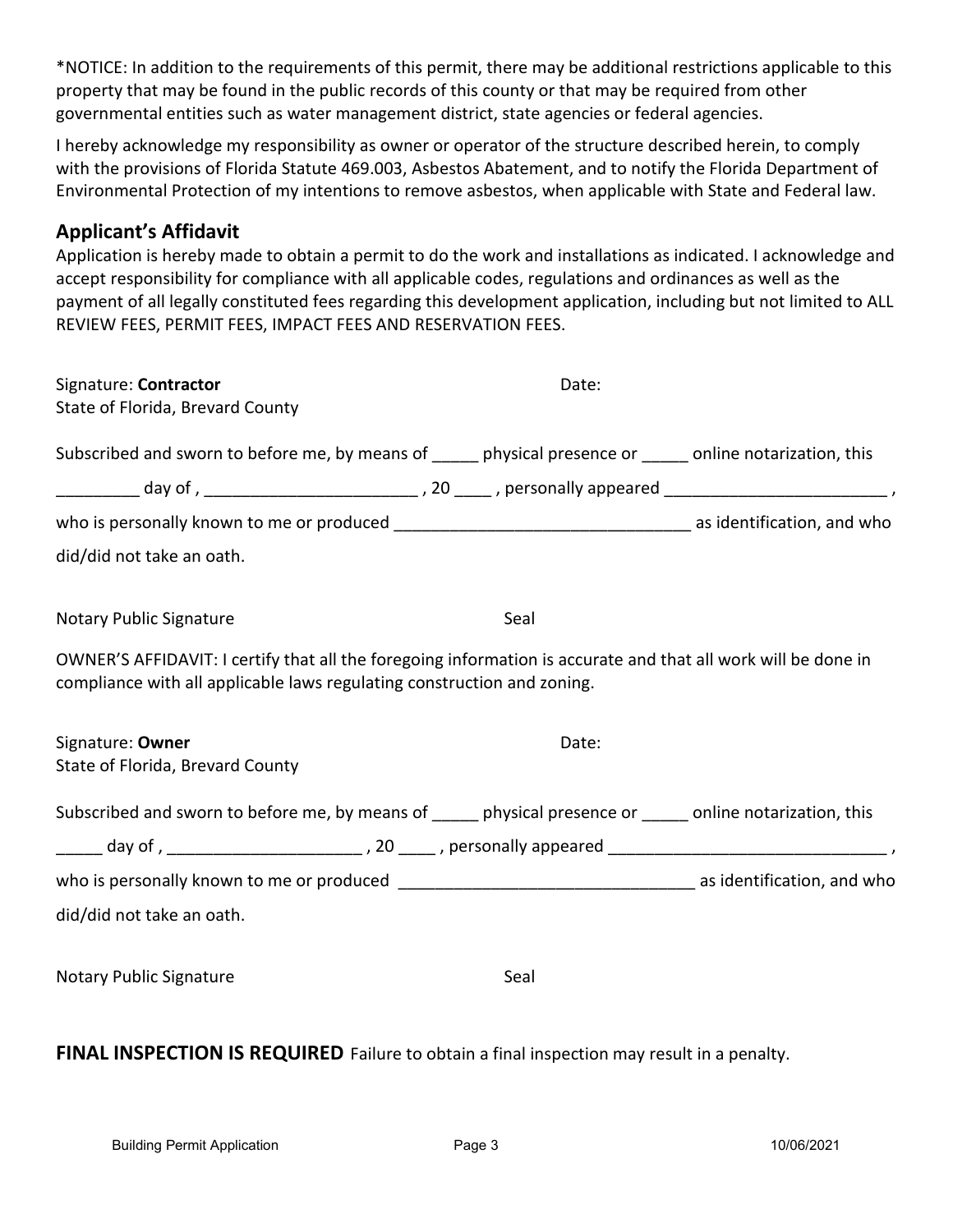*NOTICE: In addition to the requirements of this permit, there may be additional restrictions applicable to this property that may be found in the public records of this county or that may be required from other governmental entities such as water management district, state agencies or federal agencies.

I hereby acknowledge my responsibility as owner or operator of the structure described herein, to comply with the provisions of Florida Statute 469.003, Asbestos Abatement, and to notify the Florida Department of Environmental Protection of my intentions to remove asbestos, when applicable with State and Federal law.

## Applicant's Affidavit

Application is hereby made to obtain a permit to do the work and installations as indicated. I acknowledge and accept responsibility for compliance with all applicable codes, regulations and ordinances as well as the payment of all legally constituted fees regarding this development application, including but not limited to ALL REVIEW FEES, PERMIT FEES, IMPACT FEES AND RESERVATION FEES.

Signature: **Contractor** Date:

State of Florida, Brevard County

Subscribed and sworn to before me, by means of _____ physical presence or _____ online notarization, this

_________ day of , _______________________ , 20 ____ , personally appeared ________________________ ,

who is personally known to me or produced ________________________________ as identification, and who

did/did not take an oath.

Notary Public Signature Seal

OWNER'S AFFIDAVIT: I certify that all the foregoing information is accurate and that all work will be done in compliance with all applicable laws regulating construction and zoning.

Signature: **Owner** Date:

State of Florida, Brevard County

Subscribed and sworn to before me, by means of _____ physical presence or _____ online notarization, this

_____ day of , _____________________ , 20 ____ , personally appeared ______________________________ ,

who is personally known to me or produced ________________________________ as identification, and who

did/did not take an oath.

Notary Public Signature Seal

**FINAL INSPECTION IS REQUIRED** Failure to obtain a final inspection may result in a penalty.